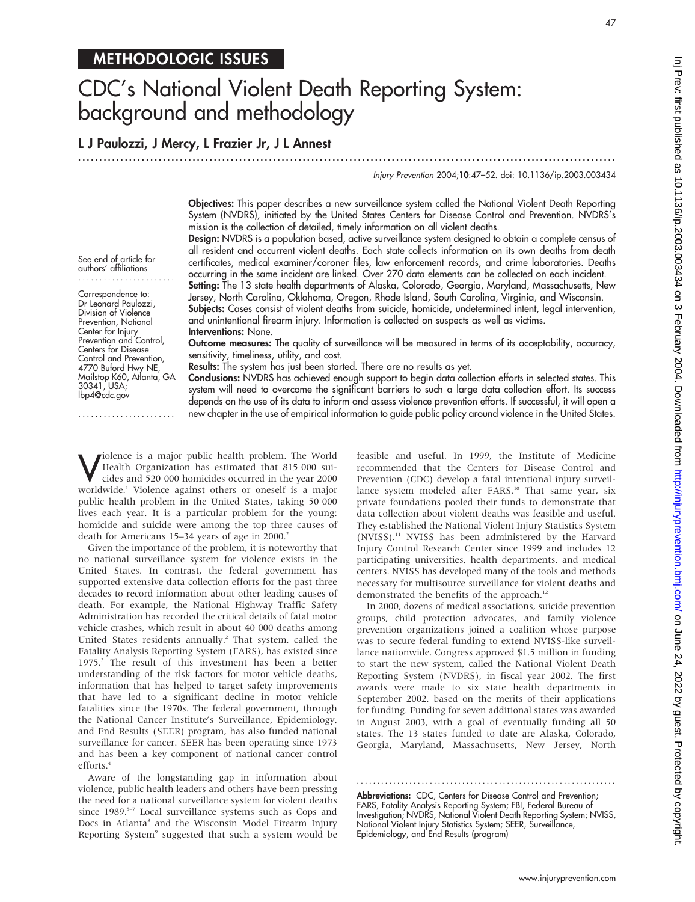METHODOLOGIC ISSUES

# CDC's National Violent Death Reporting System: background and methodology

**L J Paulozzi, J Mercy, L Frazier Jr, J L Annest**

*Injury Prevention* 2004;**10**:47–52. doi: 10.1136/ip.2003.003434

See end of article for authors' affiliations

Correspondence to: Dr Leonard Paulozzi, Division of Violence Prevention, National Center for Injury Prevention and Control, Centers for Disease Control and Prevention, 4770 Buford Hwy NE, Mailstop K60, Atlanta, GA 30341, USA; lbp4@cdc.gov

**Objectives:** This paper describes a new surveillance system called the National Violent Death Reporting System (NVDRS), initiated by the United States Centers for Disease Control and Prevention. NVDRS's mission is the collection of detailed, timely information on all violent deaths.

**Design:** NVDRS is a population based, active surveillance system designed to obtain a complete census of all resident and occurrent violent deaths. Each state collects information on its own deaths from death certificates, medical examiner/coroner files, law enforcement records, and crime laboratories. Deaths occurring in the same incident are linked. Over 270 data elements can be collected on each incident.

**Setting:** The 13 state health departments of Alaska, Colorado, Georgia, Maryland, Massachusetts, New Jersey, North Carolina, Oklahoma, Oregon, Rhode Island, South Carolina, Virginia, and Wisconsin.

**Subjects:** Cases consist of violent deaths from suicide, homicide, undetermined intent, legal intervention, and unintentional firearm injury. Information is collected on suspects as well as victims.

**Interventions:** None.

**Outcome measures:** The quality of surveillance will be measured in terms of its acceptability, accuracy, sensitivity, timeliness, utility, and cost.

**Results:** The system has just been started. There are no results as yet.

**Conclusions:** NVDRS has achieved enough support to begin data collection efforts in selected states. This system will need to overcome the significant barriers to such a large data collection effort. Its success depends on the use of its data to inform and assess violence prevention efforts. If successful, it will open a new chapter in the use of empirical information to guide public policy around violence in the United States.

Violence is a major public health problem. The World Health Organization has estimated that 815 000 suicides and 520 000 homicides occurred in the year 2000 worldwide.[1] Violence against others or oneself is a major public health problem in the United States, taking 50 000 lives each year. It is a particular problem for the young: homicide and suicide were among the top three causes of death for Americans 15–34 years of age in 2000.[2]

Given the importance of the problem, it is noteworthy that no national surveillance system for violence exists in the United States. In contrast, the federal government has supported extensive data collection efforts for the past three decades to record information about other leading causes of death. For example, the National Highway Traffic Safety Administration has recorded the critical details of fatal motor vehicle crashes, which result in about 40 000 deaths among United States residents annually.[2] That system, called the Fatality Analysis Reporting System (FARS), has existed since 1975.[3] The result of this investment has been a better understanding of the risk factors for motor vehicle deaths, information that has helped to target safety improvements that have led to a significant decline in motor vehicle fatalities since the 1970s. The federal government, through the National Cancer Institute's Surveillance, Epidemiology, and End Results (SEER) program, has also funded national surveillance for cancer. SEER has been operating since 1973 and has been a key component of national cancer control efforts.[4]

Aware of the longstanding gap in information about violence, public health leaders and others have been pressing the need for a national surveillance system for violent deaths since 1989.[5–7] Local surveillance systems such as Cops and Docs in Atlanta[8] and the Wisconsin Model Firearm Injury Reporting System[9] suggested that such a system would be feasible and useful. In 1999, the Institute of Medicine recommended that the Centers for Disease Control and Prevention (CDC) develop a fatal intentional injury surveillance system modeled after FARS.[10] That same year, six private foundations pooled their funds to demonstrate that data collection about violent deaths was feasible and useful. They established the National Violent Injury Statistics System (NVISS).[11] NVISS has been administered by the Harvard Injury Control Research Center since 1999 and includes 12 participating universities, health departments, and medical centers. NVISS has developed many of the tools and methods necessary for multisource surveillance for violent deaths and demonstrated the benefits of the approach.[12]

In 2000, dozens of medical associations, suicide prevention groups, child protection advocates, and family violence prevention organizations joined a coalition whose purpose was to secure federal funding to extend NVISS-like surveillance nationwide. Congress approved $1.5 million in funding to start the new system, called the National Violent Death Reporting System (NVDRS), in fiscal year 2002. The first awards were made to six state health departments in September 2002, based on the merits of their applications for funding. Funding for seven additional states was awarded in August 2003, with a goal of eventually funding all 50 states. The 13 states funded to date are Alaska, Colorado, Georgia, Maryland, Massachusetts, New Jersey, North

**Abbreviations:** CDC, Centers for Disease Control and Prevention; FARS, Fatality Analysis Reporting System; FBI, Federal Bureau of Investigation; NVDRS, National Violent Death Reporting System; NVISS, National Violent Injury Statistics System; SEER, Surveillance, Epidemiology, and End Results (program)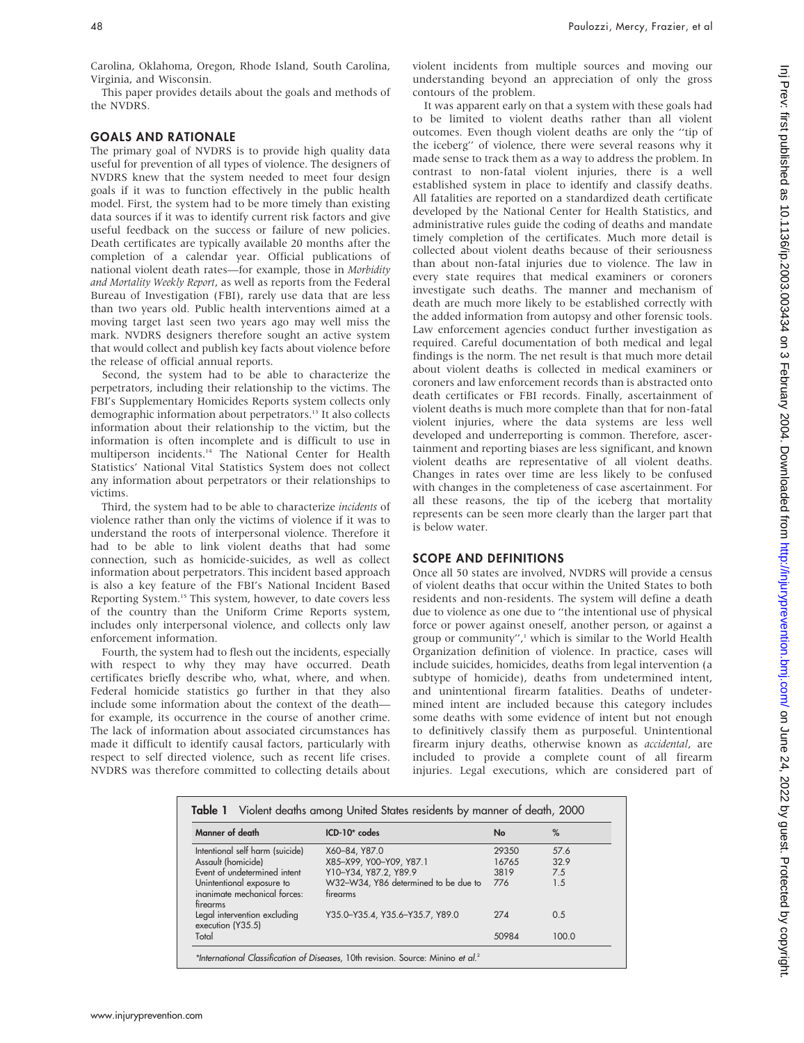Carolina, Oklahoma, Oregon, Rhode Island, South Carolina, Virginia, and Wisconsin.

This paper provides details about the goals and methods of the NVDRS.

## GOALS AND RATIONALE

The primary goal of NVDRS is to provide high quality data useful for prevention of all types of violence. The designers of NVDRS knew that the system needed to meet four design goals if it was to function effectively in the public health model. First, the system had to be more timely than existing data sources if it was to identify current risk factors and give useful feedback on the success or failure of new policies. Death certificates are typically available 20 months after the completion of a calendar year. Official publications of national violent death rates—for example, those in *Morbidity and Mortality Weekly Report*, as well as reports from the Federal Bureau of Investigation (FBI), rarely use data that are less than two years old. Public health interventions aimed at a moving target last seen two years ago may well miss the mark. NVDRS designers therefore sought an active system that would collect and publish key facts about violence before the release of official annual reports.

Second, the system had to be able to characterize the perpetrators, including their relationship to the victims. The FBI's Supplementary Homicides Reports system collects only demographic information about perpetrators.[13] It also collects information about their relationship to the victim, but the information is often incomplete and is difficult to use in multiperson incidents.[14] The National Center for Health Statistics' National Vital Statistics System does not collect any information about perpetrators or their relationships to victims.

Third, the system had to be able to characterize *incidents* of violence rather than only the victims of violence if it was to understand the roots of interpersonal violence. Therefore it had to be able to link violent deaths that had some connection, such as homicide-suicides, as well as collect information about perpetrators. This incident based approach is also a key feature of the FBI's National Incident Based Reporting System.[15] This system, however, to date covers less of the country than the Uniform Crime Reports system, includes only interpersonal violence, and collects only law enforcement information.

Fourth, the system had to flesh out the incidents, especially with respect to why they may have occurred. Death certificates briefly describe who, what, where, and when. Federal homicide statistics go further in that they also include some information about the context of the death—for example, its occurrence in the course of another crime. The lack of information about associated circumstances has made it difficult to identify causal factors, particularly with respect to self directed violence, such as recent life crises. NVDRS was therefore committed to collecting details about violent incidents from multiple sources and moving our understanding beyond an appreciation of only the gross contours of the problem.

It was apparent early on that a system with these goals had to be limited to violent deaths rather than all violent outcomes. Even though violent deaths are only the "tip of the iceberg" of violence, there were several reasons why it made sense to track them as a way to address the problem. In contrast to non-fatal violent injuries, there is a well established system in place to identify and classify deaths. All fatalities are reported on a standardized death certificate developed by the National Center for Health Statistics, and administrative rules guide the coding of deaths and mandate timely completion of the certificates. Much more detail is collected about violent deaths because of their seriousness than about non-fatal injuries due to violence. The law in every state requires that medical examiners or coroners investigate such deaths. The manner and mechanism of death are much more likely to be established correctly with the added information from autopsy and other forensic tools. Law enforcement agencies conduct further investigation as required. Careful documentation of both medical and legal findings is the norm. The net result is that much more detail about violent deaths is collected in medical examiners or coroners and law enforcement records than is abstracted onto death certificates or FBI records. Finally, ascertainment of violent deaths is much more complete than that for non-fatal violent injuries, where the data systems are less well developed and underreporting is common. Therefore, ascertainment and reporting biases are less significant, and known violent deaths are representative of all violent deaths. Changes in rates over time are less likely to be confused with changes in the completeness of case ascertainment. For all these reasons, the tip of the iceberg that mortality represents can be seen more clearly than the larger part that is below water.

## SCOPE AND DEFINITIONS

Once all 50 states are involved, NVDRS will provide a census of violent deaths that occur within the United States to both residents and non-residents. The system will define a death due to violence as one due to "the intentional use of physical force or power against oneself, another person, or against a group or community",[1] which is similar to the World Health Organization definition of violence. In practice, cases will include suicides, homicides, deaths from legal intervention (a subtype of homicide), deaths from undetermined intent, and unintentional firearm fatalities. Deaths of undetermined intent are included because this category includes some deaths with some evidence of intent but not enough to definitively classify them as purposeful. Unintentional firearm injury deaths, otherwise known as *accidental*, are included to provide a complete count of all firearm injuries. Legal executions, which are considered part of

**Table 1** Violent deaths among United States residents by manner of death, 2000

| Manner of death | ICD-10* codes | No | % |
|---|---|---|---|
| Intentional self harm (suicide) | X60–84, Y87.0 | 29350 | 57.6 |
| Assault (homicide) | X85–X99, Y00–Y09, Y87.1 | 16765 | 32.9 |
| Event of undetermined intent | Y10–Y34, Y87.2, Y89.9 | 3819 | 7.5 |
| Unintentional exposure to inanimate mechanical forces: firearms | W32–W34, Y86 determined to be due to firearms | 776 | 1.5 |
| Legal intervention excluding execution (Y35.5) | Y35.0–Y35.4, Y35.6–Y35.7, Y89.0 | 274 | 0.5 |
| Total | | 50984 | 100.0 |

*International Classification of Diseases*, 10th revision. Source: Minino *et al*.[2]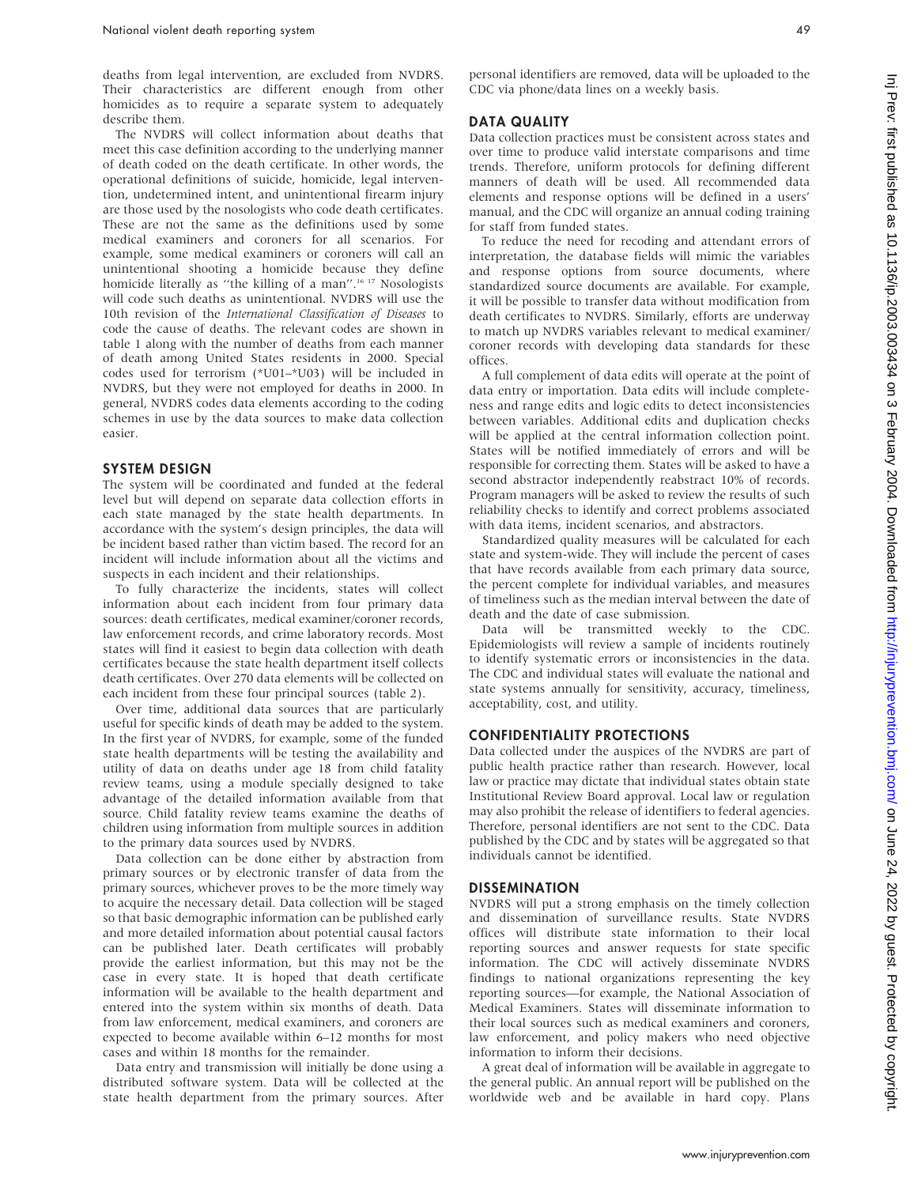deaths from legal intervention, are excluded from NVDRS. Their characteristics are different enough from other homicides as to require a separate system to adequately describe them.

The NVDRS will collect information about deaths that meet this case definition according to the underlying manner of death coded on the death certificate. In other words, the operational definitions of suicide, homicide, legal intervention, undetermined intent, and unintentional firearm injury are those used by the nosologists who code death certificates. These are not the same as the definitions used by some medical examiners and coroners for all scenarios. For example, some medical examiners or coroners will call an unintentional shooting a homicide because they define homicide literally as "the killing of a man".[16 17] Nosologists will code such deaths as unintentional. NVDRS will use the 10th revision of the *International Classification of Diseases* to code the cause of deaths. The relevant codes are shown in table 1 along with the number of deaths from each manner of death among United States residents in 2000. Special codes used for terrorism (*U01–*U03) will be included in NVDRS, but they were not employed for deaths in 2000. In general, NVDRS codes data elements according to the coding schemes in use by the data sources to make data collection easier.

## SYSTEM DESIGN

The system will be coordinated and funded at the federal level but will depend on separate data collection efforts in each state managed by the state health departments. In accordance with the system's design principles, the data will be incident based rather than victim based. The record for an incident will include information about all the victims and suspects in each incident and their relationships.

To fully characterize the incidents, states will collect information about each incident from four primary data sources: death certificates, medical examiner/coroner records, law enforcement records, and crime laboratory records. Most states will find it easiest to begin data collection with death certificates because the state health department itself collects death certificates. Over 270 data elements will be collected on each incident from these four principal sources (table 2).

Over time, additional data sources that are particularly useful for specific kinds of death may be added to the system. In the first year of NVDRS, for example, some of the funded state health departments will be testing the availability and utility of data on deaths under age 18 from child fatality review teams, using a module specially designed to take advantage of the detailed information available from that source. Child fatality review teams examine the deaths of children using information from multiple sources in addition to the primary data sources used by NVDRS.

Data collection can be done either by abstraction from primary sources or by electronic transfer of data from the primary sources, whichever proves to be the more timely way to acquire the necessary detail. Data collection will be staged so that basic demographic information can be published early and more detailed information about potential causal factors can be published later. Death certificates will probably provide the earliest information, but this may not be the case in every state. It is hoped that death certificate information will be available to the health department and entered into the system within six months of death. Data from law enforcement, medical examiners, and coroners are expected to become available within 6–12 months for most cases and within 18 months for the remainder.

Data entry and transmission will initially be done using a distributed software system. Data will be collected at the state health department from the primary sources. After personal identifiers are removed, data will be uploaded to the CDC via phone/data lines on a weekly basis.

## DATA QUALITY

Data collection practices must be consistent across states and over time to produce valid interstate comparisons and time trends. Therefore, uniform protocols for defining different manners of death will be used. All recommended data elements and response options will be defined in a users' manual, and the CDC will organize an annual coding training for staff from funded states.

To reduce the need for recoding and attendant errors of interpretation, the database fields will mimic the variables and response options from source documents, where standardized source documents are available. For example, it will be possible to transfer data without modification from death certificates to NVDRS. Similarly, efforts are underway to match up NVDRS variables relevant to medical examiner/coroner records with developing data standards for these offices.

A full complement of data edits will operate at the point of data entry or importation. Data edits will include completeness and range edits and logic edits to detect inconsistencies between variables. Additional edits and duplication checks will be applied at the central information collection point. States will be notified immediately of errors and will be responsible for correcting them. States will be asked to have a second abstractor independently reabstract 10% of records. Program managers will be asked to review the results of such reliability checks to identify and correct problems associated with data items, incident scenarios, and abstractors.

Standardized quality measures will be calculated for each state and system-wide. They will include the percent of cases that have records available from each primary data source, the percent complete for individual variables, and measures of timeliness such as the median interval between the date of death and the date of case submission.

Data will be transmitted weekly to the CDC. Epidemiologists will review a sample of incidents routinely to identify systematic errors or inconsistencies in the data. The CDC and individual states will evaluate the national and state systems annually for sensitivity, accuracy, timeliness, acceptability, cost, and utility.

## CONFIDENTIALITY PROTECTIONS

Data collected under the auspices of the NVDRS are part of public health practice rather than research. However, local law or practice may dictate that individual states obtain state Institutional Review Board approval. Local law or regulation may also prohibit the release of identifiers to federal agencies. Therefore, personal identifiers are not sent to the CDC. Data published by the CDC and by states will be aggregated so that individuals cannot be identified.

## DISSEMINATION

NVDRS will put a strong emphasis on the timely collection and dissemination of surveillance results. State NVDRS offices will distribute state information to their local reporting sources and answer requests for state specific information. The CDC will actively disseminate NVDRS findings to national organizations representing the key reporting sources—for example, the National Association of Medical Examiners. States will disseminate information to their local sources such as medical examiners and coroners, law enforcement, and policy makers who need objective information to inform their decisions.

A great deal of information will be available in aggregate to the general public. An annual report will be published on the worldwide web and be available in hard copy. Plans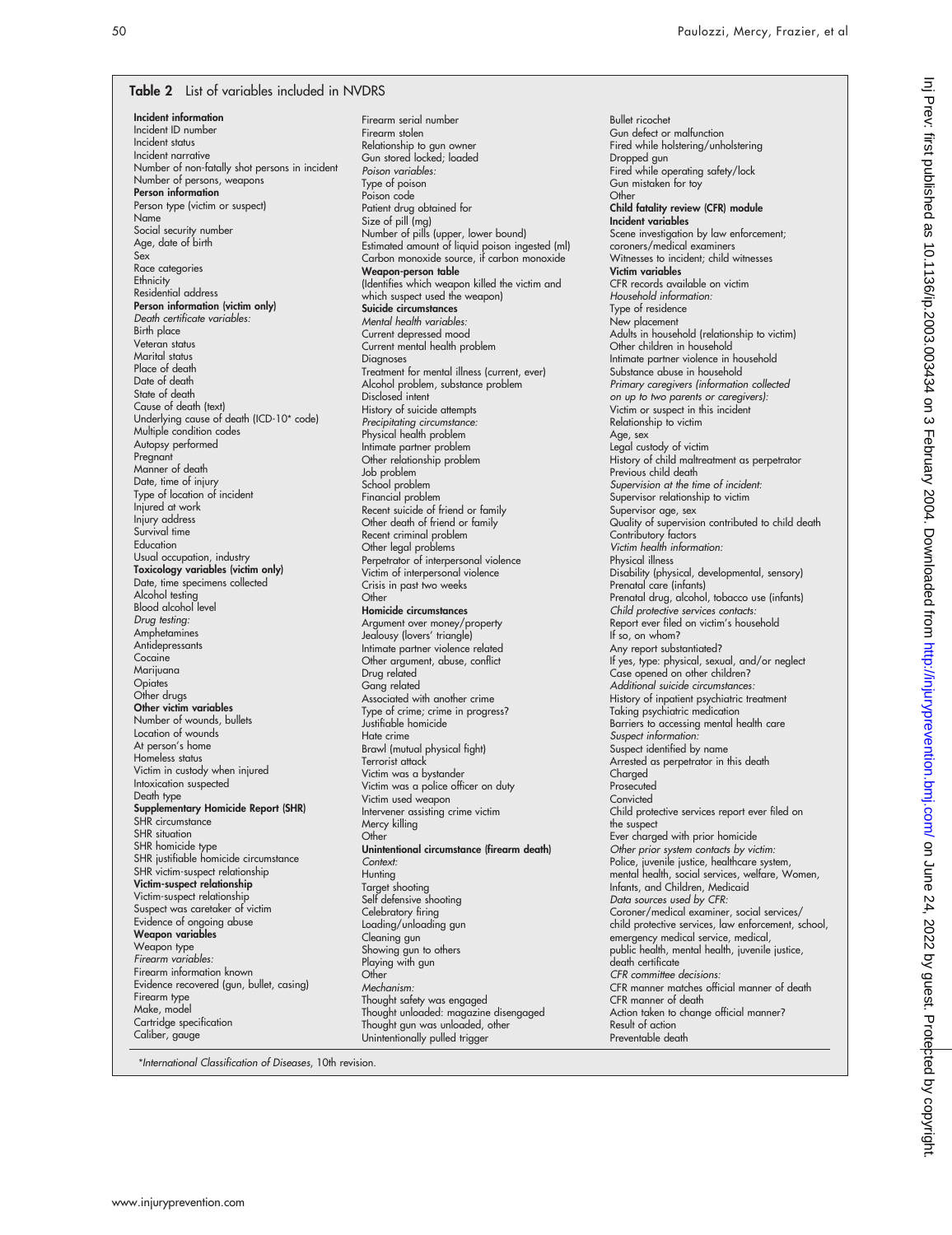**Table 2** List of variables included in NVDRS

**Incident information**
Incident ID number
Incident status
Incident narrative
Number of non-fatally shot persons in incident
Number of persons, weapons

**Person information**
Person type (victim or suspect)
Name
Social security number
Age, date of birth
Sex
Race categories
Ethnicity
Residential address

**Person information (victim only)**
*Death certificate variables:*
Birth place
Veteran status
Marital status
Place of death
Date of death
State of death
Cause of death (text)
Underlying cause of death (ICD-10* code)
Multiple condition codes
Autopsy performed
Pregnant
Manner of death
Date, time of injury
Type of location of incident
Injured at work
Injury address
Survival time
Education
Usual occupation, industry

**Toxicology variables (victim only)**
Date, time specimens collected
Alcohol testing
Blood alcohol level
*Drug testing:*
Amphetamines
Antidepressants
Cocaine
Marijuana
Opiates
Other drugs

**Other victim variables**
Number of wounds, bullets
Location of wounds
At person's home
Homeless status
Victim in custody when injured
Intoxication suspected
Death type

**Supplementary Homicide Report (SHR)**
SHR circumstance
SHR situation
SHR homicide type
SHR justifiable homicide circumstance
SHR victim-suspect relationship

**Victim-suspect relationship**
Victim-suspect relationship
Suspect was caretaker of victim
Evidence of ongoing abuse

**Weapon variables**
Weapon type
*Firearm variables:*
Firearm information known
Evidence recovered (gun, bullet, casing)
Firearm type
Make, model
Cartridge specification
Caliber, gauge
Firearm serial number
Firearm stolen
Relationship to gun owner
Gun stored locked; loaded
*Poison variables:*
Type of poison
Poison code
Patient drug obtained for
Size of pill (mg)
Number of pills (upper, lower bound)
Estimated amount of liquid poison ingested (ml)
Carbon monoxide source, if carbon monoxide

**Weapon-person table**
(Identifies which weapon killed the victim and which suspect used the weapon)

**Suicide circumstances**
*Mental health variables:*
Current depressed mood
Current mental health problem
Diagnoses
Treatment for mental illness (current, ever)
Alcohol problem, substance problem
Disclosed intent
History of suicide attempts
*Precipitating circumstance:*
Physical health problem
Intimate partner problem
Other relationship problem
Job problem
School problem
Financial problem
Recent suicide of friend or family
Other death of friend or family
Recent criminal problem
Other legal problems
Perpetrator of interpersonal violence
Victim of interpersonal violence
Crisis in past two weeks
Other

**Homicide circumstances**
Argument over money/property
Jealousy (lovers' triangle)
Intimate partner violence related
Other argument, abuse, conflict
Drug related
Gang related
Associated with another crime
Type of crime; crime in progress?
Justifiable homicide
Hate crime
Brawl (mutual physical fight)
Terrorist attack
Victim was a bystander
Victim was a police officer on duty
Victim used weapon
Intervener assisting crime victim
Mercy killing
Other

**Unintentional circumstance (firearm death)**
*Context:*
Hunting
Target shooting
Self defensive shooting
Celebratory firing
Loading/unloading gun
Cleaning gun
Showing gun to others
Playing with gun
Other
*Mechanism:*
Thought safety was engaged
Thought unloaded: magazine disengaged
Thought gun was unloaded, other
Unintentionally pulled trigger
Bullet ricochet
Gun defect or malfunction
Fired while holstering/unholstering
Dropped gun
Fired while operating safety/lock
Gun mistaken for toy
Other

**Child fatality review (CFR) module**
**Incident variables**
Scene investigation by law enforcement; coroners/medical examiners
Witnesses to incident; child witnesses

**Victim variables**
CFR records available on victim
*Household information:*
Type of residence
New placement
Adults in household (relationship to victim)
Other children in household
Intimate partner violence in household
Substance abuse in household
*Primary caregivers (information collected on up to two parents or caregivers):*
Victim or suspect in this incident
Relationship to victim
Age, sex
Legal custody of victim
History of child maltreatment as perpetrator
Previous child death
*Supervision at the time of incident:*
Supervisor relationship to victim
Supervisor age, sex
Quality of supervision contributed to child death
Contributory factors
*Victim health information:*
Physical illness
Disability (physical, developmental, sensory)
Prenatal care (infants)
Prenatal drug, alcohol, tobacco use (infants)
*Child protective services contacts:*
Report ever filed on victim's household
If so, on whom?
Any report substantiated?
If yes, type: physical, sexual, and/or neglect
Case opened on other children?
*Additional suicide circumstances:*
History of inpatient psychiatric treatment
Taking psychiatric medication
Barriers to accessing mental health care
*Suspect information:*
Suspect identified by name
Arrested as perpetrator in this death
Charged
Prosecuted
Convicted
Child protective services report ever filed on the suspect
Ever charged with prior homicide
*Other prior system contacts by victim:*
Police, juvenile justice, healthcare system, mental health, social services, welfare, Women, Infants, and Children, Medicaid
*Data sources used by CFR:*
Coroner/medical examiner, social services/child protective services, law enforcement, school, emergency medical service, medical, public health, mental health, juvenile justice, death certificate
*CFR committee decisions:*
CFR manner matches official manner of death
CFR manner of death
Action taken to change official manner?
Result of action
Preventable death

*International Classification of Diseases, 10th revision.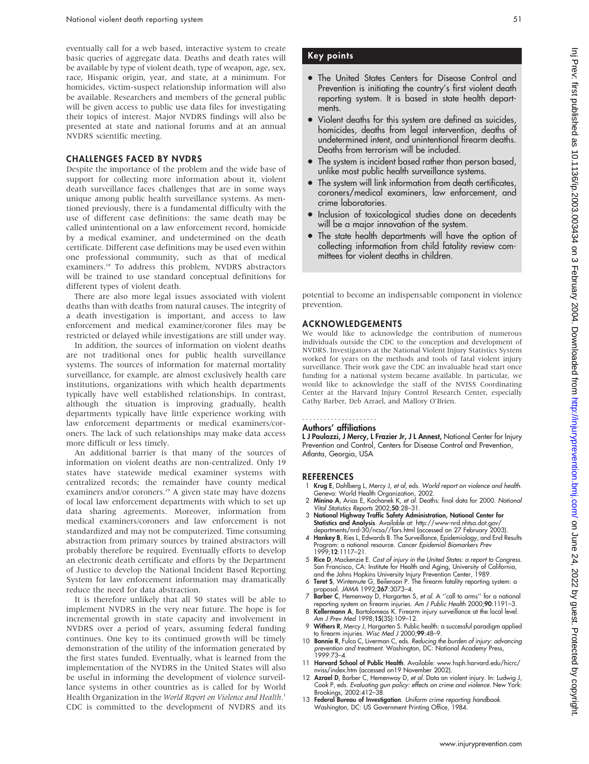eventually call for a web based, interactive system to create basic queries of aggregate data. Deaths and death rates will be available by type of violent death, type of weapon, age, sex, race, Hispanic origin, year, and state, at a minimum. For homicides, victim-suspect relationship information will also be available. Researchers and members of the general public will be given access to public use data files for investigating their topics of interest. Major NVDRS findings will also be presented at state and national forums and at an annual NVDRS scientific meeting.

## CHALLENGES FACED BY NVDRS

Despite the importance of the problem and the wide base of support for collecting more information about it, violent death surveillance faces challenges that are in some ways unique among public health surveillance systems. As mentioned previously, there is a fundamental difficulty with the use of different case definitions: the same death may be called unintentional on a law enforcement record, homicide by a medical examiner, and undetermined on the death certificate. Different case definitions may be used even within one professional community, such as that of medical examiners.[18] To address this problem, NVDRS abstractors will be trained to use standard conceptual definitions for different types of violent death.

There are also more legal issues associated with violent deaths than with deaths from natural causes. The integrity of a death investigation is important, and access to law enforcement and medical examiner/coroner files may be restricted or delayed while investigations are still under way.

In addition, the sources of information on violent deaths are not traditional ones for public health surveillance systems. The sources of information for maternal mortality surveillance, for example, are almost exclusively health care institutions, organizations with which health departments typically have well established relationships. In contrast, although the situation is improving gradually, health departments typically have little experience working with law enforcement departments or medical examiners/coroners. The lack of such relationships may make data access more difficult or less timely.

An additional barrier is that many of the sources of information on violent deaths are non-centralized. Only 19 states have statewide medical examiner systems with centralized records; the remainder have county medical examiners and/or coroners.[19] A given state may have dozens of local law enforcement departments with which to set up data sharing agreements. Moreover, information from medical examiners/coroners and law enforcement is not standardized and may not be computerized. Time consuming abstraction from primary sources by trained abstractors will probably therefore be required. Eventually efforts to develop an electronic death certificate and efforts by the Department of Justice to develop the National Incident Based Reporting System for law enforcement information may dramatically reduce the need for data abstraction.

It is therefore unlikely that all 50 states will be able to implement NVDRS in the very near future. The hope is for incremental growth in state capacity and involvement in NVDRS over a period of years, assuming federal funding continues. One key to its continued growth will be timely demonstration of the utility of the information generated by the first states funded. Eventually, what is learned from the implementation of the NVDRS in the United States will also be useful in informing the development of violence surveillance systems in other countries as is called for by World Health Organization in the *World Report on Violence and Health*.[1] CDC is committed to the development of NVDRS and its potential to become an indispensable component in violence prevention.

## Key points

- The United States Centers for Disease Control and Prevention is initiating the country's first violent death reporting system. It is based in state health departments.
- Violent deaths for this system are defined as suicides, homicides, deaths from legal intervention, deaths of undetermined intent, and unintentional firearm deaths. Deaths from terrorism will be included.
- The system is incident based rather than person based, unlike most public health surveillance systems.
- The system will link information from death certificates, coroners/medical examiners, law enforcement, and crime laboratories.
- Inclusion of toxicological studies done on decedents will be a major innovation of the system.
- The state health departments will have the option of collecting information from child fatality review committees for violent deaths in children.

## ACKNOWLEDGEMENTS

We would like to acknowledge the contribution of numerous individuals outside the CDC to the conception and development of NVDRS. Investigators at the National Violent Injury Statistics System worked for years on the methods and tools of fatal violent injury surveillance. Their work gave the CDC an invaluable head start once funding for a national system became available. In particular, we would like to acknowledge the staff of the NVISS Coordinating Center at the Harvard Injury Control Research Center, especially Cathy Barber, Deb Azrael, and Mallory O'Brien.

### Authors' affiliations

**L J Paulozzi, J Mercy, L Frazier Jr, J L Annest,** National Center for Injury Prevention and Control, Centers for Disease Control and Prevention, Atlanta, Georgia, USA

## REFERENCES

1. **Krug E**, Dahlberg L, Mercy J, *et al*, eds. *World report on violence and health*. Geneva: World Health Organization, 2002.
2. **Minino A**, Arias E, Kochanek K, *et al*. Deaths: final data for 2000. *National Vital Statistics Reports* 2002;**50**:28–31.
3. **National Highway Traffic Safety Administration, National Center for Statistics and Analysis**. Available at: http://www-nrd.nhtsa.dot.gov/departments/nrd-30/ncsa//fars.html (accessed on 27 February 2003).
4. **Hankey B**, Ries L, Edwards B. The Surveillance, Epidemiology, and End Results Program: a national resource. *Cancer Epidemiol Biomarkers Prev* 1999;**12**:1117–21.
5. **Rice D**, Mackenzie E. *Cost of injury in the United States: a report to Congress*. San Francisco, CA: Institute for Health and Aging, University of California, and the Johns Hopkins University Injury Prevention Center, 1989.
6. **Teret S**, Wintemute G, Beilenson P. The firearm fatality reporting system: a proposal. *JAMA* 1992;**267**:3073–4.
7. **Barber C**, Hemenway D, Hargarten S, *et al*. A "call to arms" for a national reporting system on firearm injuries. *Am J Public Health* 2000;**90**:1191–3.
8. **Kellermann A**, Bartolomeos K. Firearm injury surveillance at the local level. *Am J Prev Med* 1998;**15**(3S):109–12.
9. **Withers R**, Mercy J, Hargarten S. Public health: a successful paradigm applied to firearm injuries. *Wisc Med J* 2000;**99**:48–9.
10. **Bonnie R**, Fulco C, Liverman C, eds. *Reducing the burden of injury: advancing prevention and treatment*. Washington, DC: National Academy Press, 1999:73–4.
11. **Harvard School of Public Health**. Available: www.hsph.harvard.edu/hicrc/nviss/index.htm (accessed on19 November 2002).
12. **Azrael D**, Barber C, Hemenway D, *et al*. Data on violent injury. In: Ludwig J, Cook P, eds. *Evaluating gun policy: effects on crime and violence*. New York: Brookings, 2002:412–38.
13. **Federal Bureau of Investigation**. *Uniform crime reporting handbook*. Washington, DC: US Government Printing Office, 1984.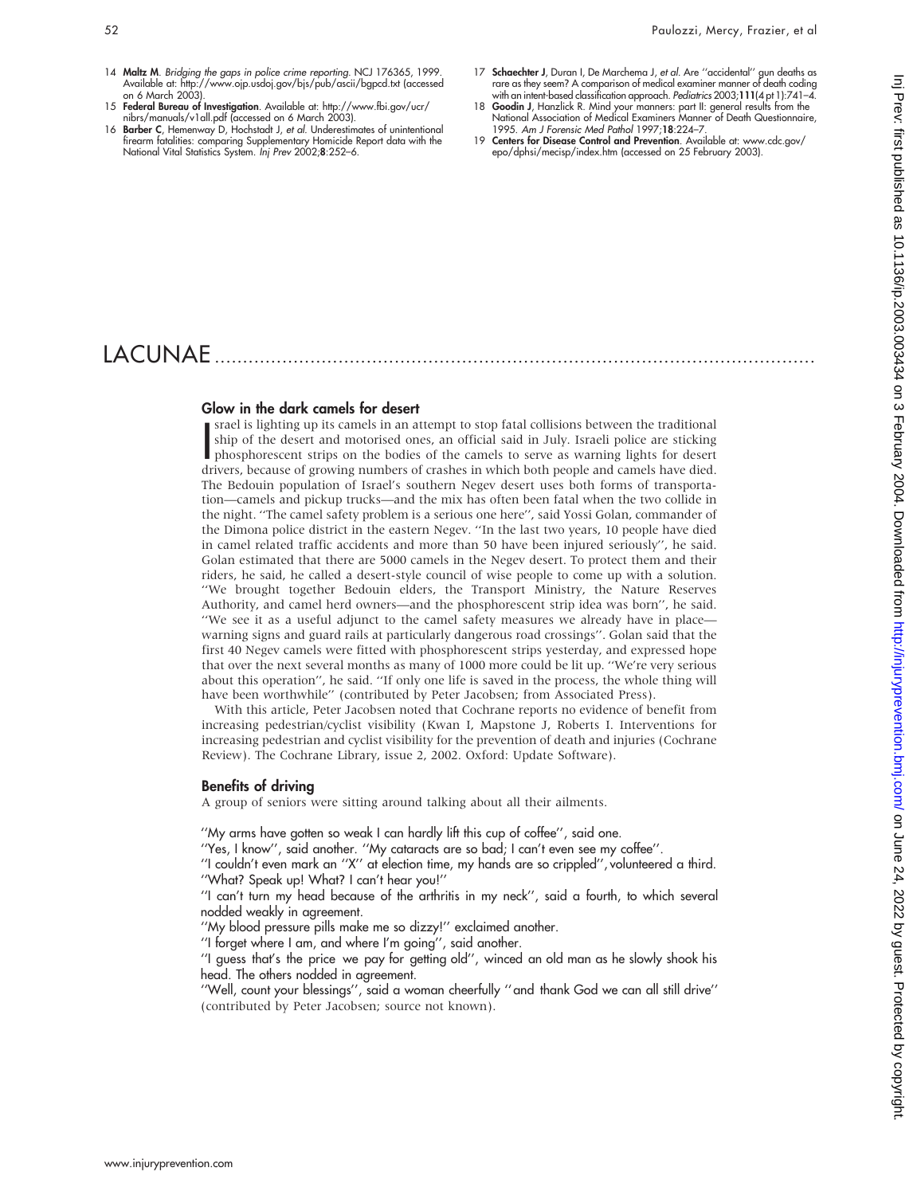14 **Maltz M**. *Bridging the gaps in police crime reporting*. NCJ 176365, 1999. Available at: http://www.ojp.usdoj.gov/bjs/pub/ascii/bgpcd.txt (accessed on 6 March 2003).

15 **Federal Bureau of Investigation**. Available at: http://www.fbi.gov/ucr/nibrs/manuals/v1all.pdf (accessed on 6 March 2003).

16 **Barber C**, Hemenway D, Hochstadt J, *et al*. Underestimates of unintentional firearm fatalities: comparing Supplementary Homicide Report data with the National Vital Statistics System. *Inj Prev* 2002;**8**:252–6.

17 **Schaechter J**, Duran I, De Marchema J, *et al*. Are ''accidental'' gun deaths as rare as they seem? A comparison of medical examiner manner of death coding with an intent-based classification approach. *Pediatrics* 2003;**111**(4 pt 1):741–4.

18 **Goodin J**, Hanzlick R. Mind your manners: part II: general results from the National Association of Medical Examiners Manner of Death Questionnaire, 1995. *Am J Forensic Med Pathol* 1997;**18**:224–7.

19 **Centers for Disease Control and Prevention**. Available at: www.cdc.gov/epo/dphsi/mecisp/index.htm (accessed on 25 February 2003).

# LACUNAE

## Glow in the dark camels for desert

Israel is lighting up its camels in an attempt to stop fatal collisions between the traditional ship of the desert and motorised ones, an official said in July. Israeli police are sticking phosphorescent strips on the bodies of the camels to serve as warning lights for desert drivers, because of growing numbers of crashes in which both people and camels have died. The Bedouin population of Israel's southern Negev desert uses both forms of transportation—camels and pickup trucks—and the mix has often been fatal when the two collide in the night. ''The camel safety problem is a serious one here'', said Yossi Golan, commander of the Dimona police district in the eastern Negev. ''In the last two years, 10 people have died in camel related traffic accidents and more than 50 have been injured seriously'', he said. Golan estimated that there are 5000 camels in the Negev desert. To protect them and their riders, he said, he called a desert-style council of wise people to come up with a solution. ''We brought together Bedouin elders, the Transport Ministry, the Nature Reserves Authority, and camel herd owners—and the phosphorescent strip idea was born'', he said. ''We see it as a useful adjunct to the camel safety measures we already have in place—warning signs and guard rails at particularly dangerous road crossings''. Golan said that the first 40 Negev camels were fitted with phosphorescent strips yesterday, and expressed hope that over the next several months as many of 1000 more could be lit up. ''We're very serious about this operation'', he said. ''If only one life is saved in the process, the whole thing will have been worthwhile'' (contributed by Peter Jacobsen; from Associated Press).

With this article, Peter Jacobsen noted that Cochrane reports no evidence of benefit from increasing pedestrian/cyclist visibility (Kwan I, Mapstone J, Roberts I. Interventions for increasing pedestrian and cyclist visibility for the prevention of death and injuries (Cochrane Review). The Cochrane Library, issue 2, 2002. Oxford: Update Software).

## Benefits of driving

A group of seniors were sitting around talking about all their ailments.

''My arms have gotten so weak I can hardly lift this cup of coffee'', said one.

''Yes, I know'', said another. ''My cataracts are so bad; I can't even see my coffee''.

''I couldn't even mark an ''X'' at election time, my hands are so crippled'', volunteered a third.

''What? Speak up! What? I can't hear you!''

''I can't turn my head because of the arthritis in my neck'', said a fourth, to which several nodded weakly in agreement.

''My blood pressure pills make me so dizzy!'' exclaimed another.

''I forget where I am, and where I'm going'', said another.

''I guess that's the price we pay for getting old'', winced an old man as he slowly shook his head. The others nodded in agreement.

''Well, count your blessings'', said a woman cheerfully ''and thank God we can all still drive'' (contributed by Peter Jacobsen; source not known).